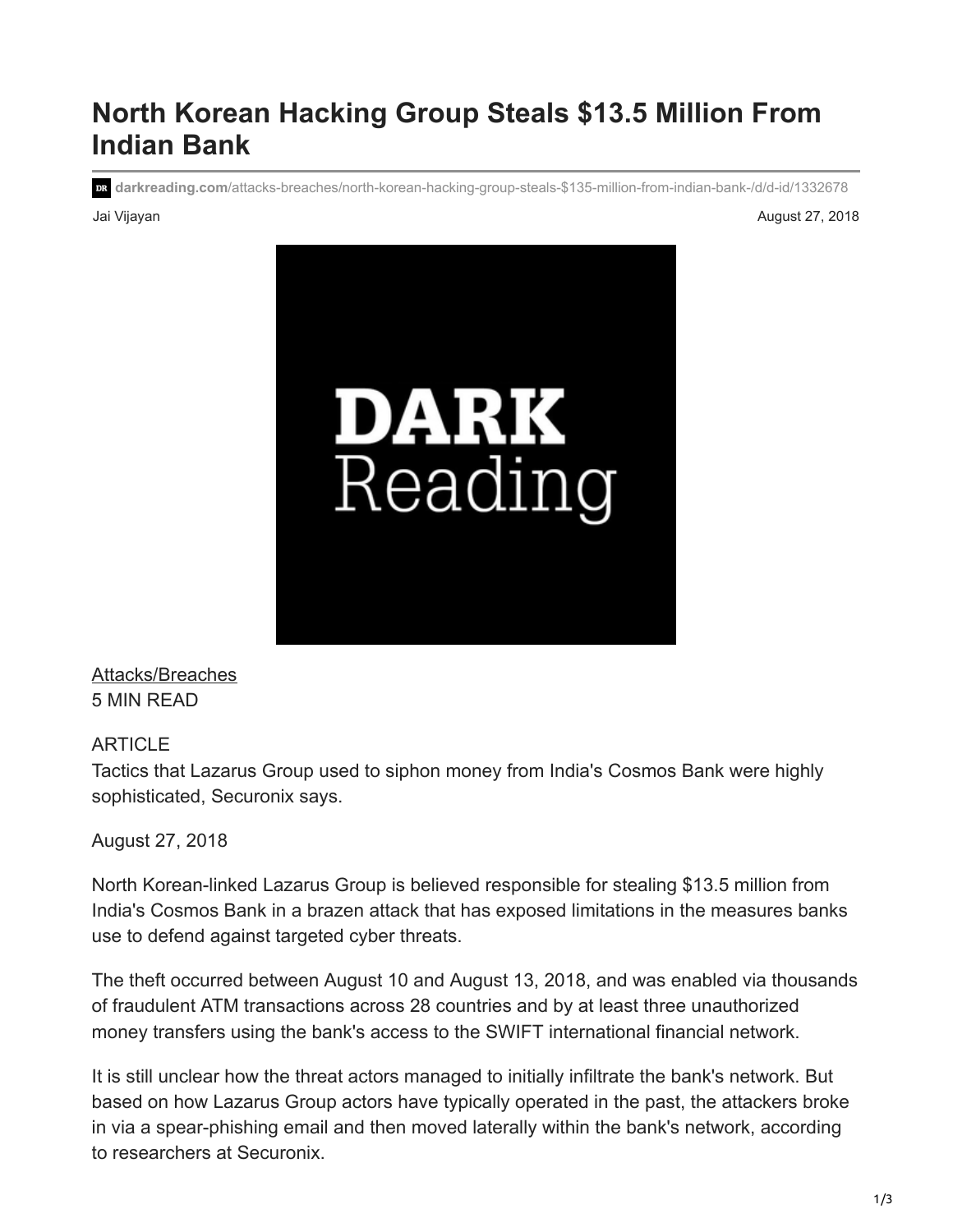# North Korean Hacking Group Steals $13.5 Million From Indian Bank

darkreading.com/attacks-breaches/north-korean-hacking-group-steals-$135-million-from-indian-bank-/d/d-id/1332678

Jai Vijayan

August 27, 2018

Attacks/Breaches

5 MIN READ

ARTICLE

Tactics that Lazarus Group used to siphon money from India's Cosmos Bank were highly sophisticated, Securonix says.

August 27, 2018

North Korean-linked Lazarus Group is believed responsible for stealing $13.5 million from India's Cosmos Bank in a brazen attack that has exposed limitations in the measures banks use to defend against targeted cyber threats.

The theft occurred between August 10 and August 13, 2018, and was enabled via thousands of fraudulent ATM transactions across 28 countries and by at least three unauthorized money transfers using the bank's access to the SWIFT international financial network.

It is still unclear how the threat actors managed to initially infiltrate the bank's network. But based on how Lazarus Group actors have typically operated in the past, the attackers broke in via a spear-phishing email and then moved laterally within the bank's network, according to researchers at Securonix.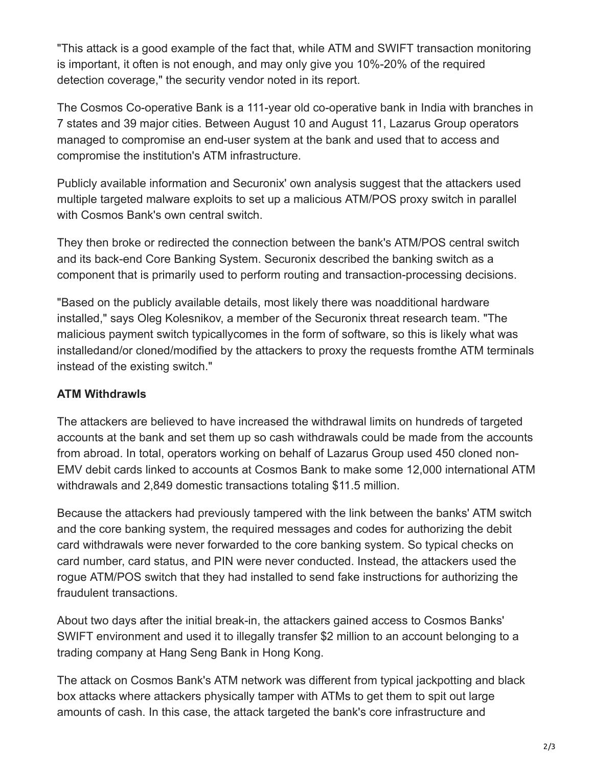"This attack is a good example of the fact that, while ATM and SWIFT transaction monitoring is important, it often is not enough, and may only give you 10%-20% of the required detection coverage," the security vendor noted in its report.

The Cosmos Co-operative Bank is a 111-year old co-operative bank in India with branches in 7 states and 39 major cities. Between August 10 and August 11, Lazarus Group operators managed to compromise an end-user system at the bank and used that to access and compromise the institution's ATM infrastructure.

Publicly available information and Securonix' own analysis suggest that the attackers used multiple targeted malware exploits to set up a malicious ATM/POS proxy switch in parallel with Cosmos Bank's own central switch.

They then broke or redirected the connection between the bank's ATM/POS central switch and its back-end Core Banking System. Securonix described the banking switch as a component that is primarily used to perform routing and transaction-processing decisions.

"Based on the publicly available details, most likely there was noadditional hardware installed," says Oleg Kolesnikov, a member of the Securonix threat research team. "The malicious payment switch typicallycomes in the form of software, so this is likely what was installedand/or cloned/modified by the attackers to proxy the requests fromthe ATM terminals instead of the existing switch."

**ATM Withdrawls**

The attackers are believed to have increased the withdrawal limits on hundreds of targeted accounts at the bank and set them up so cash withdrawals could be made from the accounts from abroad. In total, operators working on behalf of Lazarus Group used 450 cloned non-EMV debit cards linked to accounts at Cosmos Bank to make some 12,000 international ATM withdrawals and 2,849 domestic transactions totaling $11.5 million.

Because the attackers had previously tampered with the link between the banks' ATM switch and the core banking system, the required messages and codes for authorizing the debit card withdrawals were never forwarded to the core banking system. So typical checks on card number, card status, and PIN were never conducted. Instead, the attackers used the rogue ATM/POS switch that they had installed to send fake instructions for authorizing the fraudulent transactions.

About two days after the initial break-in, the attackers gained access to Cosmos Banks' SWIFT environment and used it to illegally transfer $2 million to an account belonging to a trading company at Hang Seng Bank in Hong Kong.

The attack on Cosmos Bank's ATM network was different from typical jackpotting and black box attacks where attackers physically tamper with ATMs to get them to spit out large amounts of cash. In this case, the attack targeted the bank's core infrastructure and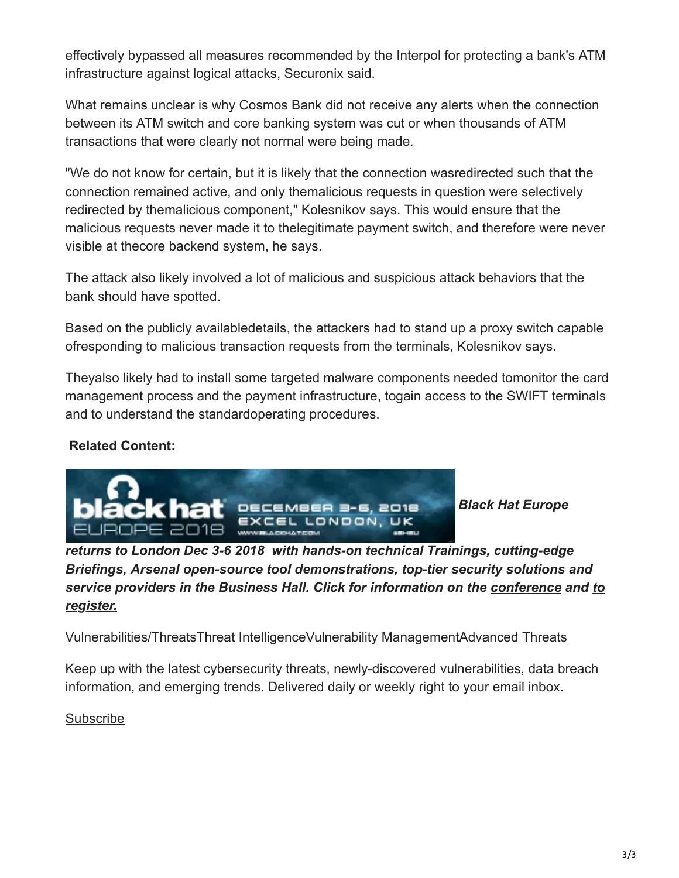effectively bypassed all measures recommended by the Interpol for protecting a bank's ATM infrastructure against logical attacks, Securonix said.

What remains unclear is why Cosmos Bank did not receive any alerts when the connection between its ATM switch and core banking system was cut or when thousands of ATM transactions that were clearly not normal were being made.

"We do not know for certain, but it is likely that the connection wasredirected such that the connection remained active, and only themalicious requests in question were selectively redirected by themalicious component," Kolesnikov says. This would ensure that the malicious requests never made it to thelegitimate payment switch, and therefore were never visible at thecore backend system, he says.

The attack also likely involved a lot of malicious and suspicious attack behaviors that the bank should have spotted.

Based on the publicly availabledetails, the attackers had to stand up a proxy switch capable ofresponding to malicious transaction requests from the terminals, Kolesnikov says.

Theyalso likely had to install some targeted malware components needed tomonitor the card management process and the payment infrastructure, togain access to the SWIFT terminals and to understand the standardoperating procedures.

**Related Content:**

***Black Hat Europe returns to London Dec 3-6 2018 with hands-on technical Trainings, cutting-edge Briefings, Arsenal open-source tool demonstrations, top-tier security solutions and service providers in the Business Hall. Click for information on the conference and to register.***

Vulnerabilities/ThreatsThreat IntelligenceVulnerability ManagementAdvanced Threats

Keep up with the latest cybersecurity threats, newly-discovered vulnerabilities, data breach information, and emerging trends. Delivered daily or weekly right to your email inbox.

Subscribe